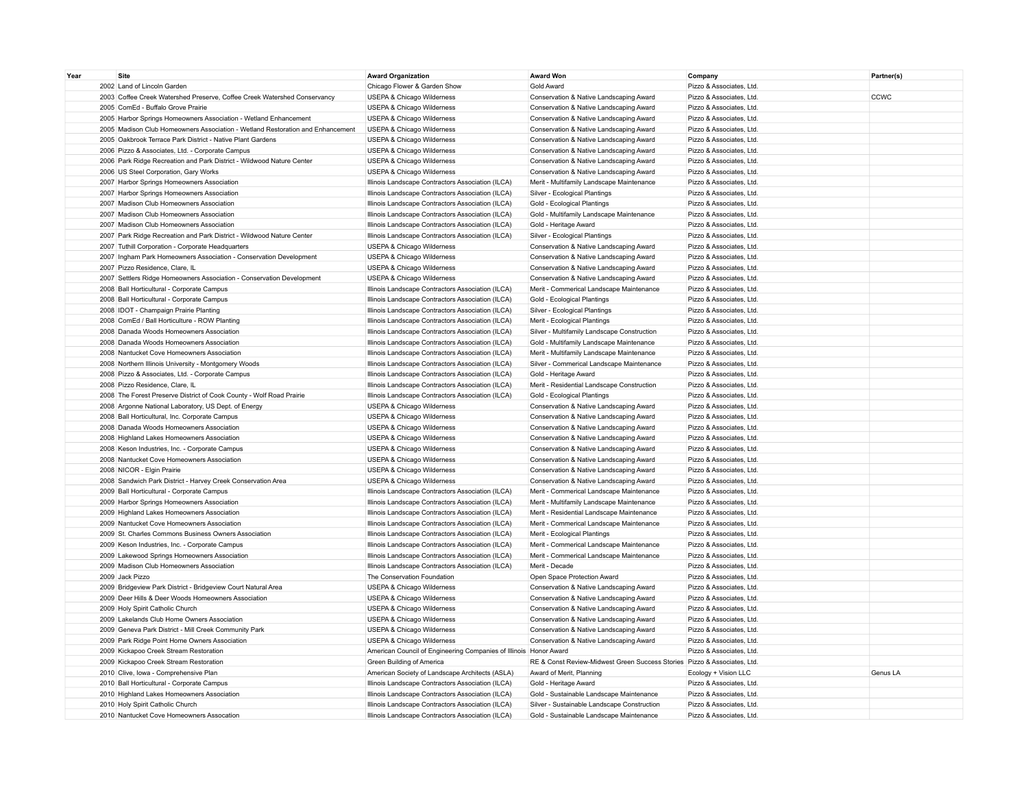| Year | Site | Award Organization | Award Won | Company | Partner(s) |
|---|---|---|---|---|---|
| 2002 | Land of Lincoln Garden | Chicago Flower & Garden Show | Gold Award | Pizzo & Associates, Ltd. | |
| 2003 | Coffee Creek Watershed Preserve, Coffee Creek Watershed Conservancy | USEPA & Chicago Wilderness | Conservation & Native Landscaping Award | Pizzo & Associates, Ltd. | CCWC |
| 2005 | ComEd - Buffalo Grove Prairie | USEPA & Chicago Wilderness | Conservation & Native Landscaping Award | Pizzo & Associates, Ltd. | |
| 2005 | Harbor Springs Homeowners Association - Wetland Enhancement | USEPA & Chicago Wilderness | Conservation & Native Landscaping Award | Pizzo & Associates, Ltd. | |
| 2005 | Madison Club Homeowners Association - Wetland Restoration and Enhancement | USEPA & Chicago Wilderness | Conservation & Native Landscaping Award | Pizzo & Associates, Ltd. | |
| 2005 | Oakbrook Terrace Park District - Native Plant Gardens | USEPA & Chicago Wilderness | Conservation & Native Landscaping Award | Pizzo & Associates, Ltd. | |
| 2006 | Pizzo & Associates, Ltd. - Corporate Campus | USEPA & Chicago Wilderness | Conservation & Native Landscaping Award | Pizzo & Associates, Ltd. | |
| 2006 | Park Ridge Recreation and Park District - Wildwood Nature Center | USEPA & Chicago Wilderness | Conservation & Native Landscaping Award | Pizzo & Associates, Ltd. | |
| 2006 | US Steel Corporation, Gary Works | USEPA & Chicago Wilderness | Conservation & Native Landscaping Award | Pizzo & Associates, Ltd. | |
| 2007 | Harbor Springs Homeowners Association | Illinois Landscape Contractors Association (ILCA) | Merit - Multifamily Landscape Maintenance | Pizzo & Associates, Ltd. | |
| 2007 | Harbor Springs Homeowners Association | Illinois Landscape Contractors Association (ILCA) | Silver - Ecological Plantings | Pizzo & Associates, Ltd. | |
| 2007 | Madison Club Homeowners Association | Illinois Landscape Contractors Association (ILCA) | Gold - Ecological Plantings | Pizzo & Associates, Ltd. | |
| 2007 | Madison Club Homeowners Association | Illinois Landscape Contractors Association (ILCA) | Gold - Multifamily Landscape Maintenance | Pizzo & Associates, Ltd. | |
| 2007 | Madison Club Homeowners Association | Illinois Landscape Contractors Association (ILCA) | Gold - Heritage Award | Pizzo & Associates, Ltd. | |
| 2007 | Park Ridge Recreation and Park District - Wildwood Nature Center | Illinois Landscape Contractors Association (ILCA) | Silver - Ecological Plantings | Pizzo & Associates, Ltd. | |
| 2007 | Tuthill Corporation - Corporate Headquarters | USEPA & Chicago Wilderness | Conservation & Native Landscaping Award | Pizzo & Associates, Ltd. | |
| 2007 | Ingham Park Homeowners Association - Conservation Development | USEPA & Chicago Wilderness | Conservation & Native Landscaping Award | Pizzo & Associates, Ltd. | |
| 2007 | Pizzo Residence, Clare, IL | USEPA & Chicago Wilderness | Conservation & Native Landscaping Award | Pizzo & Associates, Ltd. | |
| 2007 | Settlers Ridge Homeowners Association - Conservation Development | USEPA & Chicago Wilderness | Conservation & Native Landscaping Award | Pizzo & Associates, Ltd. | |
| 2008 | Ball Horticultural - Corporate Campus | Illinois Landscape Contractors Association (ILCA) | Merit - Commerical Landscape Maintenance | Pizzo & Associates, Ltd. | |
| 2008 | Ball Horticultural - Corporate Campus | Illinois Landscape Contractors Association (ILCA) | Gold - Ecological Plantings | Pizzo & Associates, Ltd. | |
| 2008 | IDOT - Champaign Prairie Planting | Illinois Landscape Contractors Association (ILCA) | Silver - Ecological Plantings | Pizzo & Associates, Ltd. | |
| 2008 | ComEd / Ball Horticulture - ROW Planting | Illinois Landscape Contractors Association (ILCA) | Merit - Ecological Plantings | Pizzo & Associates, Ltd. | |
| 2008 | Danada Woods Homeowners Association | Illinois Landscape Contractors Association (ILCA) | Silver - Multifamily Landscape Construction | Pizzo & Associates, Ltd. | |
| 2008 | Danada Woods Homeowners Association | Illinois Landscape Contractors Association (ILCA) | Gold - Multifamily Landscape Maintenance | Pizzo & Associates, Ltd. | |
| 2008 | Nantucket Cove Homeowners Association | Illinois Landscape Contractors Association (ILCA) | Merit - Multifamily Landscape Maintenance | Pizzo & Associates, Ltd. | |
| 2008 | Northern Illinois University - Montgomery Woods | Illinois Landscape Contractors Association (ILCA) | Silver - Commerical Landscape Maintenance | Pizzo & Associates, Ltd. | |
| 2008 | Pizzo & Associates, Ltd. - Corporate Campus | Illinois Landscape Contractors Association (ILCA) | Gold - Heritage Award | Pizzo & Associates, Ltd. | |
| 2008 | Pizzo Residence, Clare, IL | Illinois Landscape Contractors Association (ILCA) | Merit - Residential Landscape Construction | Pizzo & Associates, Ltd. | |
| 2008 | The Forest Preserve District of Cook County - Wolf Road Prairie | Illinois Landscape Contractors Association (ILCA) | Gold - Ecological Plantings | Pizzo & Associates, Ltd. | |
| 2008 | Argonne National Laboratory, US Dept. of Energy | USEPA & Chicago Wilderness | Conservation & Native Landscaping Award | Pizzo & Associates, Ltd. | |
| 2008 | Ball Horticultural, Inc. Corporate Campus | USEPA & Chicago Wilderness | Conservation & Native Landscaping Award | Pizzo & Associates, Ltd. | |
| 2008 | Danada Woods Homeowners Association | USEPA & Chicago Wilderness | Conservation & Native Landscaping Award | Pizzo & Associates, Ltd. | |
| 2008 | Highland Lakes Homeowners Association | USEPA & Chicago Wilderness | Conservation & Native Landscaping Award | Pizzo & Associates, Ltd. | |
| 2008 | Keson Industries, Inc. - Corporate Campus | USEPA & Chicago Wilderness | Conservation & Native Landscaping Award | Pizzo & Associates, Ltd. | |
| 2008 | Nantucket Cove Homeowners Association | USEPA & Chicago Wilderness | Conservation & Native Landscaping Award | Pizzo & Associates, Ltd. | |
| 2008 | NICOR - Elgin Prairie | USEPA & Chicago Wilderness | Conservation & Native Landscaping Award | Pizzo & Associates, Ltd. | |
| 2008 | Sandwich Park District - Harvey Creek Conservation Area | USEPA & Chicago Wilderness | Conservation & Native Landscaping Award | Pizzo & Associates, Ltd. | |
| 2009 | Ball Horticultural - Corporate Campus | Illinois Landscape Contractors Association (ILCA) | Merit - Commerical Landscape Maintenance | Pizzo & Associates, Ltd. | |
| 2009 | Harbor Springs Homeowners Association | Illinois Landscape Contractors Association (ILCA) | Merit - Multifamily Landscape Maintenance | Pizzo & Associates, Ltd. | |
| 2009 | Highland Lakes Homeowners Association | Illinois Landscape Contractors Association (ILCA) | Merit - Residential Landscape Maintenance | Pizzo & Associates, Ltd. | |
| 2009 | Nantucket Cove Homeowners Association | Illinois Landscape Contractors Association (ILCA) | Merit - Commerical Landscape Maintenance | Pizzo & Associates, Ltd. | |
| 2009 | St. Charles Commons Business Owners Association | Illinois Landscape Contractors Association (ILCA) | Merit - Ecological Plantings | Pizzo & Associates, Ltd. | |
| 2009 | Keson Industries, Inc. - Corporate Campus | Illinois Landscape Contractors Association (ILCA) | Merit - Commerical Landscape Maintenance | Pizzo & Associates, Ltd. | |
| 2009 | Lakewood Springs Homeowners Association | Illinois Landscape Contractors Association (ILCA) | Merit - Commerical Landscape Maintenance | Pizzo & Associates, Ltd. | |
| 2009 | Madison Club Homeowners Association | Illinois Landscape Contractors Association (ILCA) | Merit - Decade | Pizzo & Associates, Ltd. | |
| 2009 | Jack Pizzo | The Conservation Foundation | Open Space Protection Award | Pizzo & Associates, Ltd. | |
| 2009 | Bridgeview Park District - Bridgeview Court Natural Area | USEPA & Chicago Wilderness | Conservation & Native Landscaping Award | Pizzo & Associates, Ltd. | |
| 2009 | Deer Hills & Deer Woods Homeowners Association | USEPA & Chicago Wilderness | Conservation & Native Landscaping Award | Pizzo & Associates, Ltd. | |
| 2009 | Holy Spirit Catholic Church | USEPA & Chicago Wilderness | Conservation & Native Landscaping Award | Pizzo & Associates, Ltd. | |
| 2009 | Lakelands Club Home Owners Association | USEPA & Chicago Wilderness | Conservation & Native Landscaping Award | Pizzo & Associates, Ltd. | |
| 2009 | Geneva Park District - Mill Creek Community Park | USEPA & Chicago Wilderness | Conservation & Native Landscaping Award | Pizzo & Associates, Ltd. | |
| 2009 | Park Ridge Point Home Owners Association | USEPA & Chicago Wilderness | Conservation & Native Landscaping Award | Pizzo & Associates, Ltd. | |
| 2009 | Kickapoo Creek Stream Restoration | American Council of Engineering Companies of Illinois | Honor Award | Pizzo & Associates, Ltd. | |
| 2009 | Kickapoo Creek Stream Restoration | Green Building of America | RE & Const Review-Midwest Green Success Stories | Pizzo & Associates, Ltd. | |
| 2010 | Clive, Iowa - Comprehensive Plan | American Society of Landscape Architects (ASLA) | Award of Merit, Planning | Ecology + Vision LLC | Genus LA |
| 2010 | Ball Horticultural - Corporate Campus | Illinois Landscape Contractors Association (ILCA) | Gold - Heritage Award | Pizzo & Associates, Ltd. | |
| 2010 | Highland Lakes Homeowners Association | Illinois Landscape Contractors Association (ILCA) | Gold - Sustainable Landscape Maintenance | Pizzo & Associates, Ltd. | |
| 2010 | Holy Spirit Catholic Church | Illinois Landscape Contractors Association (ILCA) | Silver - Sustainable Landscape Construction | Pizzo & Associates, Ltd. | |
| 2010 | Nantucket Cove Homeowners Assocation | Illinois Landscape Contractors Association (ILCA) | Gold - Sustainable Landscape Maintenance | Pizzo & Associates, Ltd. | |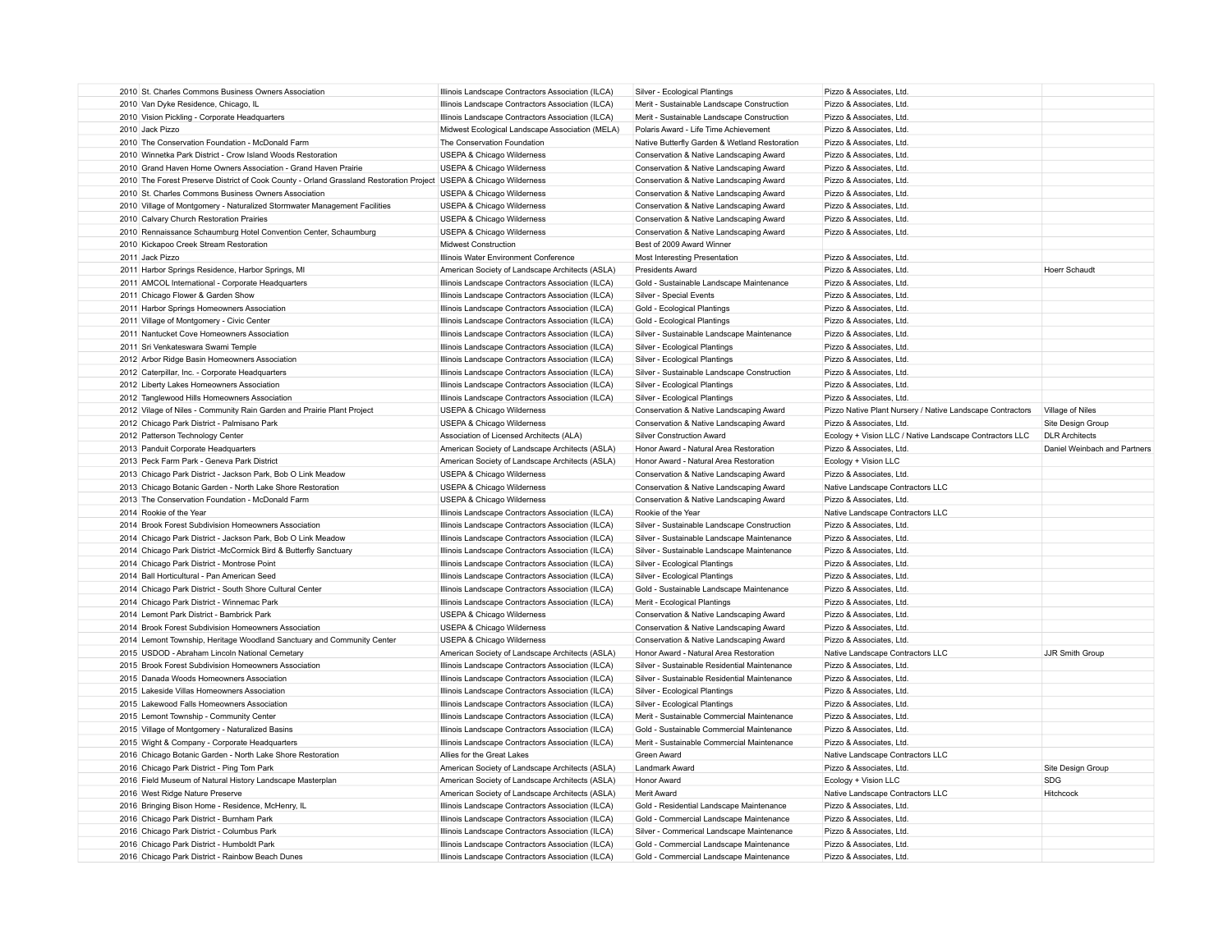| | | | | | |
|---|---|---|---|---|---|
| 2010 | St. Charles Commons Business Owners Association | Illinois Landscape Contractors Association (ILCA) | Silver - Ecological Plantings | Pizzo & Associates, Ltd. | |
| 2010 | Van Dyke Residence, Chicago, IL | Illinois Landscape Contractors Association (ILCA) | Merit - Sustainable Landscape Construction | Pizzo & Associates, Ltd. | |
| 2010 | Vision Pickling - Corporate Headquarters | Illinois Landscape Contractors Association (ILCA) | Merit - Sustainable Landscape Construction | Pizzo & Associates, Ltd. | |
| 2010 | Jack Pizzo | Midwest Ecological Landscape Association (MELA) | Polaris Award - Life Time Achievement | Pizzo & Associates, Ltd. | |
| 2010 | The Conservation Foundation - McDonald Farm | The Conservation Foundation | Native Butterfly Garden & Wetland Restoration | Pizzo & Associates, Ltd. | |
| 2010 | Winnetka Park District - Crow Island Woods Restoration | USEPA & Chicago Wilderness | Conservation & Native Landscaping Award | Pizzo & Associates, Ltd. | |
| 2010 | Grand Haven Home Owners Association - Grand Haven Prairie | USEPA & Chicago Wilderness | Conservation & Native Landscaping Award | Pizzo & Associates, Ltd. | |
| 2010 | The Forest Preserve District of Cook County - Orland Grassland Restoration Project | USEPA & Chicago Wilderness | Conservation & Native Landscaping Award | Pizzo & Associates, Ltd. | |
| 2010 | St. Charles Commons Business Owners Association | USEPA & Chicago Wilderness | Conservation & Native Landscaping Award | Pizzo & Associates, Ltd. | |
| 2010 | Village of Montgomery - Naturalized Stormwater Management Facilities | USEPA & Chicago Wilderness | Conservation & Native Landscaping Award | Pizzo & Associates, Ltd. | |
| 2010 | Calvary Church Restoration Prairies | USEPA & Chicago Wilderness | Conservation & Native Landscaping Award | Pizzo & Associates, Ltd. | |
| 2010 | Rennaissance Schaumburg Hotel Convention Center, Schaumburg | USEPA & Chicago Wilderness | Conservation & Native Landscaping Award | Pizzo & Associates, Ltd. | |
| 2010 | Kickapoo Creek Stream Restoration | Midwest Construction | Best of 2009 Award Winner | | |
| 2011 | Jack Pizzo | Illinois Water Environment Conference | Most Interesting Presentation | Pizzo & Associates, Ltd. | |
| 2011 | Harbor Springs Residence, Harbor Springs, MI | American Society of Landscape Architects (ASLA) | Presidents Award | Pizzo & Associates, Ltd. | Hoerr Schaudt |
| 2011 | AMCOL International - Corporate Headquarters | Illinois Landscape Contractors Association (ILCA) | Gold - Sustainable Landscape Maintenance | Pizzo & Associates, Ltd. | |
| 2011 | Chicago Flower & Garden Show | Illinois Landscape Contractors Association (ILCA) | Silver - Special Events | Pizzo & Associates, Ltd. | |
| 2011 | Harbor Springs Homeowners Association | Illinois Landscape Contractors Association (ILCA) | Gold - Ecological Plantings | Pizzo & Associates, Ltd. | |
| 2011 | Village of Montgomery - Civic Center | Illinois Landscape Contractors Association (ILCA) | Gold - Ecological Plantings | Pizzo & Associates, Ltd. | |
| 2011 | Nantucket Cove Homeowners Association | Illinois Landscape Contractors Association (ILCA) | Silver - Sustainable Landscape Maintenance | Pizzo & Associates, Ltd. | |
| 2011 | Sri Venkateswara Swami Temple | Illinois Landscape Contractors Association (ILCA) | Silver - Ecological Plantings | Pizzo & Associates, Ltd. | |
| 2012 | Arbor Ridge Basin Homeowners Association | Illinois Landscape Contractors Association (ILCA) | Silver - Ecological Plantings | Pizzo & Associates, Ltd. | |
| 2012 | Caterpillar, Inc. - Corporate Headquarters | Illinois Landscape Contractors Association (ILCA) | Silver - Sustainable Landscape Construction | Pizzo & Associates, Ltd. | |
| 2012 | Liberty Lakes Homeowners Association | Illinois Landscape Contractors Association (ILCA) | Silver - Ecological Plantings | Pizzo & Associates, Ltd. | |
| 2012 | Tanglewood Hills Homeowners Association | Illinois Landscape Contractors Association (ILCA) | Silver - Ecological Plantings | Pizzo & Associates, Ltd. | |
| 2012 | Vilage of Niles - Community Rain Garden and Prairie Plant Project | USEPA & Chicago Wilderness | Conservation & Native Landscaping Award | Pizzo Native Plant Nursery / Native Landscape Contractors | Village of Niles |
| 2012 | Chicago Park District - Palmisano Park | USEPA & Chicago Wilderness | Conservation & Native Landscaping Award | Pizzo & Associates, Ltd. | Site Design Group |
| 2012 | Patterson Technology Center | Association of Licensed Architects (ALA) | Silver Construction Award | Ecology + Vision LLC / Native Landscape Contractors LLC | DLR Architects |
| 2013 | Panduit Corporate Headquarters | American Society of Landscape Architects (ASLA) | Honor Award - Natural Area Restoration | Pizzo & Associates, Ltd. | Daniel Weinbach and Partners |
| 2013 | Peck Farm Park - Geneva Park District | American Society of Landscape Architects (ASLA) | Honor Award - Natural Area Restoration | Ecology + Vision LLC | |
| 2013 | Chicago Park District - Jackson Park, Bob O Link Meadow | USEPA & Chicago Wilderness | Conservation & Native Landscaping Award | Pizzo & Associates, Ltd. | |
| 2013 | Chicago Botanic Garden - North Lake Shore Restoration | USEPA & Chicago Wilderness | Conservation & Native Landscaping Award | Native Landscape Contractors LLC | |
| 2013 | The Conservation Foundation - McDonald Farm | USEPA & Chicago Wilderness | Conservation & Native Landscaping Award | Pizzo & Associates, Ltd. | |
| 2014 | Rookie of the Year | Illinois Landscape Contractors Association (ILCA) | Rookie of the Year | Native Landscape Contractors LLC | |
| 2014 | Brook Forest Subdivision Homeowners Association | Illinois Landscape Contractors Association (ILCA) | Silver - Sustainable Landscape Construction | Pizzo & Associates, Ltd. | |
| 2014 | Chicago Park District - Jackson Park, Bob O Link Meadow | Illinois Landscape Contractors Association (ILCA) | Silver - Sustainable Landscape Maintenance | Pizzo & Associates, Ltd. | |
| 2014 | Chicago Park District -McCormick Bird & Butterfly Sanctuary | Illinois Landscape Contractors Association (ILCA) | Silver - Sustainable Landscape Maintenance | Pizzo & Associates, Ltd. | |
| 2014 | Chicago Park District - Montrose Point | Illinois Landscape Contractors Association (ILCA) | Silver - Ecological Plantings | Pizzo & Associates, Ltd. | |
| 2014 | Ball Horticultural - Pan American Seed | Illinois Landscape Contractors Association (ILCA) | Silver - Ecological Plantings | Pizzo & Associates, Ltd. | |
| 2014 | Chicago Park District - South Shore Cultural Center | Illinois Landscape Contractors Association (ILCA) | Gold - Sustainable Landscape Maintenance | Pizzo & Associates, Ltd. | |
| 2014 | Chicago Park District - Winnemac Park | Illinois Landscape Contractors Association (ILCA) | Merit - Ecological Plantings | Pizzo & Associates, Ltd. | |
| 2014 | Lemont Park District - Bambrick Park | USEPA & Chicago Wilderness | Conservation & Native Landscaping Award | Pizzo & Associates, Ltd. | |
| 2014 | Brook Forest Subdivision Homeowners Association | USEPA & Chicago Wilderness | Conservation & Native Landscaping Award | Pizzo & Associates, Ltd. | |
| 2014 | Lemont Township, Heritage Woodland Sanctuary and Community Center | USEPA & Chicago Wilderness | Conservation & Native Landscaping Award | Pizzo & Associates, Ltd. | |
| 2015 | USDOD - Abraham Lincoln National Cemetary | American Society of Landscape Architects (ASLA) | Honor Award - Natural Area Restoration | Native Landscape Contractors LLC | JJR Smith Group |
| 2015 | Brook Forest Subdivision Homeowners Association | Illinois Landscape Contractors Association (ILCA) | Silver - Sustainable Residential Maintenance | Pizzo & Associates, Ltd. | |
| 2015 | Danada Woods Homeowners Association | Illinois Landscape Contractors Association (ILCA) | Silver - Sustainable Residential Maintenance | Pizzo & Associates, Ltd. | |
| 2015 | Lakeside Villas Homeowners Association | Illinois Landscape Contractors Association (ILCA) | Silver - Ecological Plantings | Pizzo & Associates, Ltd. | |
| 2015 | Lakewood Falls Homeowners Association | Illinois Landscape Contractors Association (ILCA) | Silver - Ecological Plantings | Pizzo & Associates, Ltd. | |
| 2015 | Lemont Township - Community Center | Illinois Landscape Contractors Association (ILCA) | Merit - Sustainable Commercial Maintenance | Pizzo & Associates, Ltd. | |
| 2015 | Village of Montgomery - Naturalized Basins | Illinois Landscape Contractors Association (ILCA) | Gold - Sustainable Commercial Maintenance | Pizzo & Associates, Ltd. | |
| 2015 | Wight & Company - Corporate Headquarters | Illinois Landscape Contractors Association (ILCA) | Merit - Sustainable Commercial Maintenance | Pizzo & Associates, Ltd. | |
| 2016 | Chicago Botanic Garden - North Lake Shore Restoration | Allies for the Great Lakes | Green Award | Native Landscape Contractors LLC | |
| 2016 | Chicago Park District - Ping Tom Park | American Society of Landscape Architects (ASLA) | Landmark Award | Pizzo & Associates, Ltd. | Site Design Group |
| 2016 | Field Museum of Natural History Landscape Masterplan | American Society of Landscape Architects (ASLA) | Honor Award | Ecology + Vision LLC | SDG |
| 2016 | West Ridge Nature Preserve | American Society of Landscape Architects (ASLA) | Merit Award | Native Landscape Contractors LLC | Hitchcock |
| 2016 | Bringing Bison Home - Residence, McHenry, IL | Illinois Landscape Contractors Association (ILCA) | Gold - Residential Landscape Maintenance | Pizzo & Associates, Ltd. | |
| 2016 | Chicago Park District - Burnham Park | Illinois Landscape Contractors Association (ILCA) | Gold - Commercial Landscape Maintenance | Pizzo & Associates, Ltd. | |
| 2016 | Chicago Park District - Columbus Park | Illinois Landscape Contractors Association (ILCA) | Silver - Commerical Landscape Maintenance | Pizzo & Associates, Ltd. | |
| 2016 | Chicago Park District - Humboldt Park | Illinois Landscape Contractors Association (ILCA) | Gold - Commercial Landscape Maintenance | Pizzo & Associates, Ltd. | |
| 2016 | Chicago Park District - Rainbow Beach Dunes | Illinois Landscape Contractors Association (ILCA) | Gold - Commercial Landscape Maintenance | Pizzo & Associates, Ltd. | |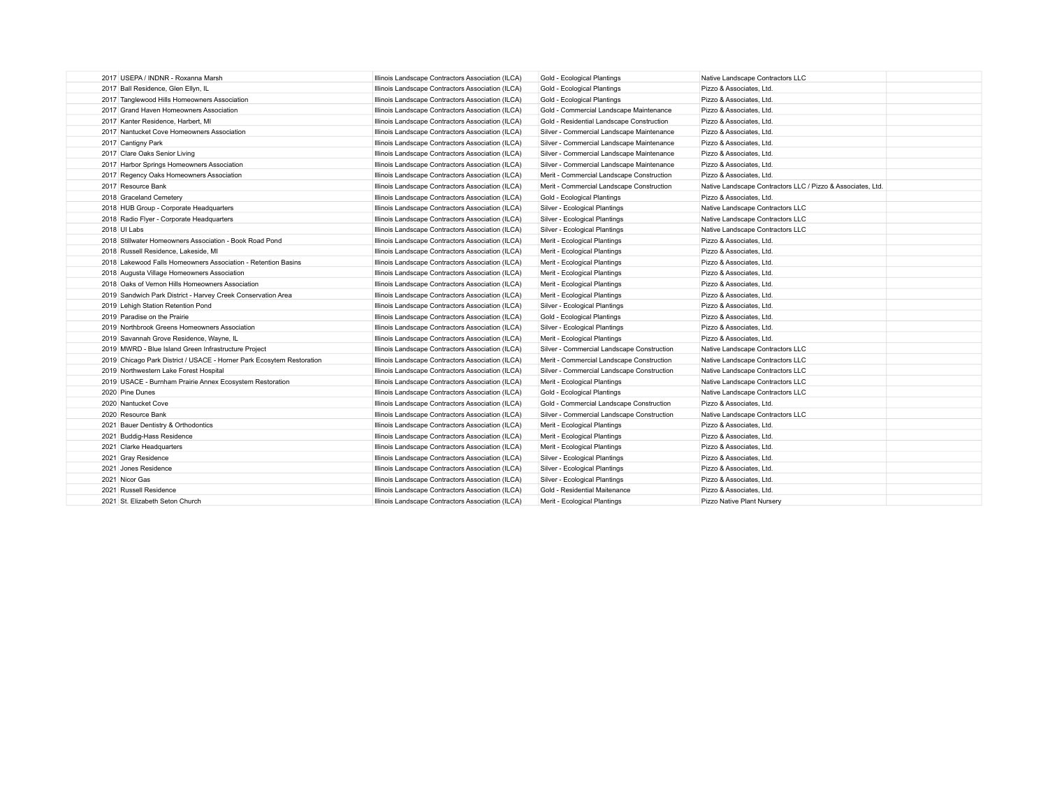| | | | | | | |
|---|---|---|---|---|---|---|
| | 2017 | USEPA / INDNR - Roxanna Marsh | Illinois Landscape Contractors Association (ILCA) | Gold - Ecological Plantings | Native Landscape Contractors LLC | |
| | 2017 | Ball Residence, Glen Ellyn, IL | Illinois Landscape Contractors Association (ILCA) | Gold - Ecological Plantings | Pizzo & Associates, Ltd. | |
| | 2017 | Tanglewood Hills Homeowners Association | Illinois Landscape Contractors Association (ILCA) | Gold - Ecological Plantings | Pizzo & Associates, Ltd. | |
| | 2017 | Grand Haven Homeowners Association | Illinois Landscape Contractors Association (ILCA) | Gold - Commercial Landscape Maintenance | Pizzo & Associates, Ltd. | |
| | 2017 | Kanter Residence, Harbert, MI | Illinois Landscape Contractors Association (ILCA) | Gold - Residential Landscape Construction | Pizzo & Associates, Ltd. | |
| | 2017 | Nantucket Cove Homeowners Association | Illinois Landscape Contractors Association (ILCA) | Silver - Commercial Landscape Maintenance | Pizzo & Associates, Ltd. | |
| | 2017 | Cantigny Park | Illinois Landscape Contractors Association (ILCA) | Silver - Commercial Landscape Maintenance | Pizzo & Associates, Ltd. | |
| | 2017 | Clare Oaks Senior Living | Illinois Landscape Contractors Association (ILCA) | Silver - Commercial Landscape Maintenance | Pizzo & Associates, Ltd. | |
| | 2017 | Harbor Springs Homeowners Association | Illinois Landscape Contractors Association (ILCA) | Silver - Commercial Landscape Maintenance | Pizzo & Associates, Ltd. | |
| | 2017 | Regency Oaks Homeowners Association | Illinois Landscape Contractors Association (ILCA) | Merit - Commercial Landscape Construction | Pizzo & Associates, Ltd. | |
| | 2017 | Resource Bank | Illinois Landscape Contractors Association (ILCA) | Merit - Commercial Landscape Construction | Native Landscape Contractors LLC / Pizzo & Associates, Ltd. | |
| | 2018 | Graceland Cemetery | Illinois Landscape Contractors Association (ILCA) | Gold - Ecological Plantings | Pizzo & Associates, Ltd. | |
| | 2018 | HUB Group - Corporate Headquarters | Illinois Landscape Contractors Association (ILCA) | Silver - Ecological Plantings | Native Landscape Contractors LLC | |
| | 2018 | Radio Flyer - Corporate Headquarters | Illinois Landscape Contractors Association (ILCA) | Silver - Ecological Plantings | Native Landscape Contractors LLC | |
| | 2018 | UI Labs | Illinois Landscape Contractors Association (ILCA) | Silver - Ecological Plantings | Native Landscape Contractors LLC | |
| | 2018 | Stillwater Homeowners Association - Book Road Pond | Illinois Landscape Contractors Association (ILCA) | Merit - Ecological Plantings | Pizzo & Associates, Ltd. | |
| | 2018 | Russell Residence, Lakeside, MI | Illinois Landscape Contractors Association (ILCA) | Merit - Ecological Plantings | Pizzo & Associates, Ltd. | |
| | 2018 | Lakewood Falls Homeowners Association - Retention Basins | Illinois Landscape Contractors Association (ILCA) | Merit - Ecological Plantings | Pizzo & Associates, Ltd. | |
| | 2018 | Augusta Village Homeowners Association | Illinois Landscape Contractors Association (ILCA) | Merit - Ecological Plantings | Pizzo & Associates, Ltd. | |
| | 2018 | Oaks of Vernon Hills Homeowners Association | Illinois Landscape Contractors Association (ILCA) | Merit - Ecological Plantings | Pizzo & Associates, Ltd. | |
| | 2019 | Sandwich Park District - Harvey Creek Conservation Area | Illinois Landscape Contractors Association (ILCA) | Merit - Ecological Plantings | Pizzo & Associates, Ltd. | |
| | 2019 | Lehigh Station Retention Pond | Illinois Landscape Contractors Association (ILCA) | Silver - Ecological Plantings | Pizzo & Associates, Ltd. | |
| | 2019 | Paradise on the Prairie | Illinois Landscape Contractors Association (ILCA) | Gold - Ecological Plantings | Pizzo & Associates, Ltd. | |
| | 2019 | Northbrook Greens Homeowners Association | Illinois Landscape Contractors Association (ILCA) | Silver - Ecological Plantings | Pizzo & Associates, Ltd. | |
| | 2019 | Savannah Grove Residence, Wayne, IL | Illinois Landscape Contractors Association (ILCA) | Merit - Ecological Plantings | Pizzo & Associates, Ltd. | |
| | 2019 | MWRD - Blue Island Green Infrastructure Project | Illinois Landscape Contractors Association (ILCA) | Silver - Commercial Landscape Construction | Native Landscape Contractors LLC | |
| | 2019 | Chicago Park District / USACE - Horner Park Ecosytem Restoration | Illinois Landscape Contractors Association (ILCA) | Merit - Commercial Landscape Construction | Native Landscape Contractors LLC | |
| | 2019 | Northwestern Lake Forest Hospital | Illinois Landscape Contractors Association (ILCA) | Silver - Commercial Landscape Construction | Native Landscape Contractors LLC | |
| | 2019 | USACE - Burnham Prairie Annex Ecosystem Restoration | Illinois Landscape Contractors Association (ILCA) | Merit - Ecological Plantings | Native Landscape Contractors LLC | |
| | 2020 | Pine Dunes | Illinois Landscape Contractors Association (ILCA) | Gold - Ecological Plantings | Native Landscape Contractors LLC | |
| | 2020 | Nantucket Cove | Illinois Landscape Contractors Association (ILCA) | Gold - Commercial Landscape Construction | Pizzo & Associates, Ltd. | |
| | 2020 | Resource Bank | Illinois Landscape Contractors Association (ILCA) | Silver - Commercial Landscape Construction | Native Landscape Contractors LLC | |
| | 2021 | Bauer Dentistry & Orthodontics | Illinois Landscape Contractors Association (ILCA) | Merit - Ecological Plantings | Pizzo & Associates, Ltd. | |
| | 2021 | Buddig-Hass Residence | Illinois Landscape Contractors Association (ILCA) | Merit - Ecological Plantings | Pizzo & Associates, Ltd. | |
| | 2021 | Clarke Headquarters | Illinois Landscape Contractors Association (ILCA) | Merit - Ecological Plantings | Pizzo & Associates, Ltd. | |
| | 2021 | Gray Residence | Illinois Landscape Contractors Association (ILCA) | Silver - Ecological Plantings | Pizzo & Associates, Ltd. | |
| | 2021 | Jones Residence | Illinois Landscape Contractors Association (ILCA) | Silver - Ecological Plantings | Pizzo & Associates, Ltd. | |
| | 2021 | Nicor Gas | Illinois Landscape Contractors Association (ILCA) | Silver - Ecological Plantings | Pizzo & Associates, Ltd. | |
| | 2021 | Russell Residence | Illinois Landscape Contractors Association (ILCA) | Gold - Residential Maitenance | Pizzo & Associates, Ltd. | |
| | 2021 | St. Elizabeth Seton Church | Illinois Landscape Contractors Association (ILCA) | Merit - Ecological Plantings | Pizzo Native Plant Nursery | |